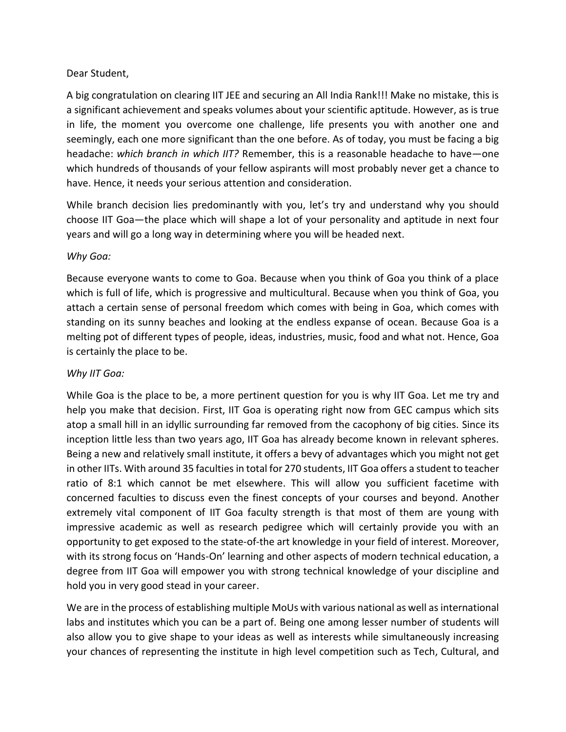Dear Student,

A big congratulation on clearing IIT JEE and securing an All India Rank!!! Make no mistake, this is a significant achievement and speaks volumes about your scientific aptitude. However, as is true in life, the moment you overcome one challenge, life presents you with another one and seemingly, each one more significant than the one before. As of today, you must be facing a big headache: *which branch in which IIT?* Remember, this is a reasonable headache to have—one which hundreds of thousands of your fellow aspirants will most probably never get a chance to have. Hence, it needs your serious attention and consideration.

While branch decision lies predominantly with you, let's try and understand why you should choose IIT Goa—the place which will shape a lot of your personality and aptitude in next four years and will go a long way in determining where you will be headed next.

*Why Goa:*

Because everyone wants to come to Goa. Because when you think of Goa you think of a place which is full of life, which is progressive and multicultural. Because when you think of Goa, you attach a certain sense of personal freedom which comes with being in Goa, which comes with standing on its sunny beaches and looking at the endless expanse of ocean. Because Goa is a melting pot of different types of people, ideas, industries, music, food and what not. Hence, Goa is certainly the place to be.

*Why IIT Goa:*

While Goa is the place to be, a more pertinent question for you is why IIT Goa. Let me try and help you make that decision. First, IIT Goa is operating right now from GEC campus which sits atop a small hill in an idyllic surrounding far removed from the cacophony of big cities. Since its inception little less than two years ago, IIT Goa has already become known in relevant spheres. Being a new and relatively small institute, it offers a bevy of advantages which you might not get in other IITs. With around 35 faculties in total for 270 students, IIT Goa offers a student to teacher ratio of 8:1 which cannot be met elsewhere. This will allow you sufficient facetime with concerned faculties to discuss even the finest concepts of your courses and beyond. Another extremely vital component of IIT Goa faculty strength is that most of them are young with impressive academic as well as research pedigree which will certainly provide you with an opportunity to get exposed to the state-of-the art knowledge in your field of interest. Moreover, with its strong focus on 'Hands-On' learning and other aspects of modern technical education, a degree from IIT Goa will empower you with strong technical knowledge of your discipline and hold you in very good stead in your career.

We are in the process of establishing multiple MoUs with various national as well as international labs and institutes which you can be a part of. Being one among lesser number of students will also allow you to give shape to your ideas as well as interests while simultaneously increasing your chances of representing the institute in high level competition such as Tech, Cultural, and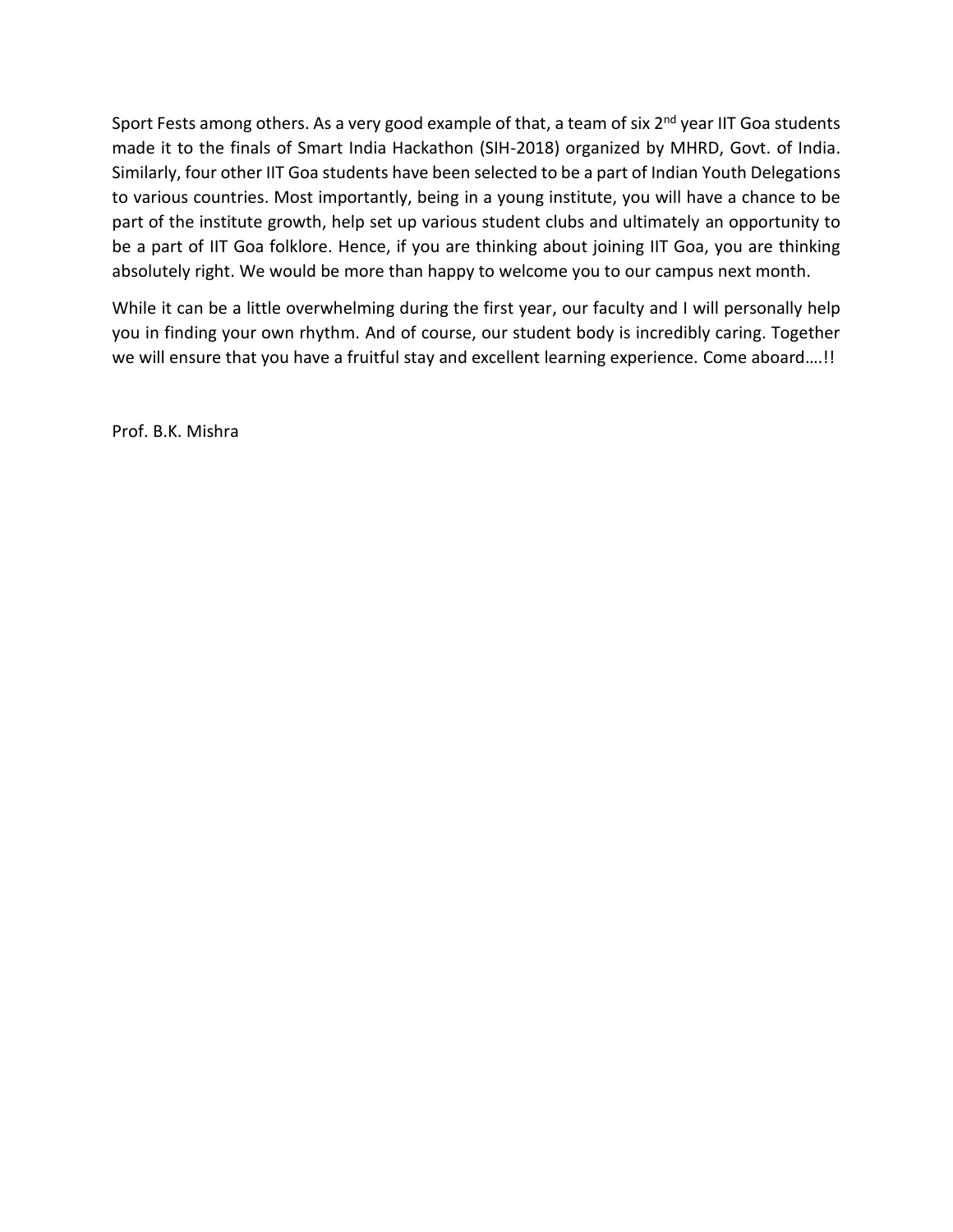Sport Fests among others. As a very good example of that, a team of six 2nd year IIT Goa students made it to the finals of Smart India Hackathon (SIH-2018) organized by MHRD, Govt. of India. Similarly, four other IIT Goa students have been selected to be a part of Indian Youth Delegations to various countries. Most importantly, being in a young institute, you will have a chance to be part of the institute growth, help set up various student clubs and ultimately an opportunity to be a part of IIT Goa folklore. Hence, if you are thinking about joining IIT Goa, you are thinking absolutely right. We would be more than happy to welcome you to our campus next month.

While it can be a little overwhelming during the first year, our faculty and I will personally help you in finding your own rhythm. And of course, our student body is incredibly caring. Together we will ensure that you have a fruitful stay and excellent learning experience. Come aboard….!!

Prof. B.K. Mishra